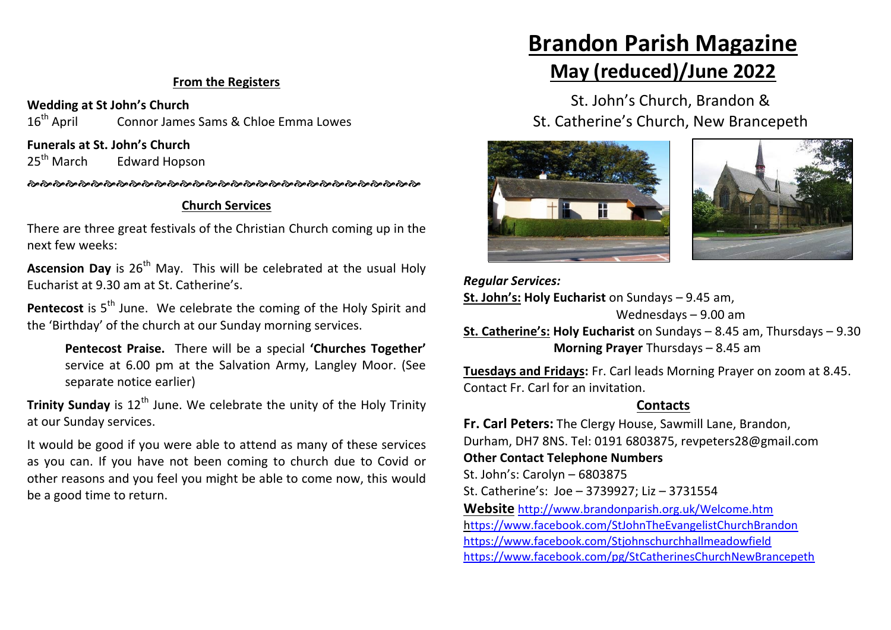# Brandon Parish Magazine

## May (reduced)/June 2022

St. John's Church, Brandon &
St. Catherine's Church, New Brancepeth

***Regular Services:***

**St. John's: Holy Eucharist** on Sundays – 9.45 am,
Wednesdays – 9.00 am

**St. Catherine's: Holy Eucharist** on Sundays – 8.45 am, Thursdays – 9.30
**Morning Prayer** Thursdays – 8.45 am

**Tuesdays and Fridays:** Fr. Carl leads Morning Prayer on zoom at 8.45. Contact Fr. Carl for an invitation.

### Contacts

**Fr. Carl Peters:** The Clergy House, Sawmill Lane, Brandon, Durham, DH7 8NS. Tel: 0191 6803875, revpeters28@gmail.com

**Other Contact Telephone Numbers**

St. John's: Carolyn – 6803875

St. Catherine's: Joe – 3739927; Liz – 3731554

**Website** http://www.brandonparish.org.uk/Welcome.htm

https://www.facebook.com/StJohnTheEvangelistChurchBrandon

https://www.facebook.com/Stjohnschurchhallmeadowfield

https://www.facebook.com/pg/StCatherinesChurchNewBrancepeth

### From the Registers

**Wedding at St John's Church**

16th April — Connor James Sams & Chloe Emma Lowes

**Funerals at St. John's Church**

25th March — Edward Hopson

---

### Church Services

There are three great festivals of the Christian Church coming up in the next few weeks:

**Ascension Day** is 26th May. This will be celebrated at the usual Holy Eucharist at 9.30 am at St. Catherine's.

**Pentecost** is 5th June. We celebrate the coming of the Holy Spirit and the 'Birthday' of the church at our Sunday morning services.

> **Pentecost Praise.** There will be a special **'Churches Together'** service at 6.00 pm at the Salvation Army, Langley Moor. (See separate notice earlier)

**Trinity Sunday** is 12th June. We celebrate the unity of the Holy Trinity at our Sunday services.

It would be good if you were able to attend as many of these services as you can. If you have not been coming to church due to Covid or other reasons and you feel you might be able to come now, this would be a good time to return.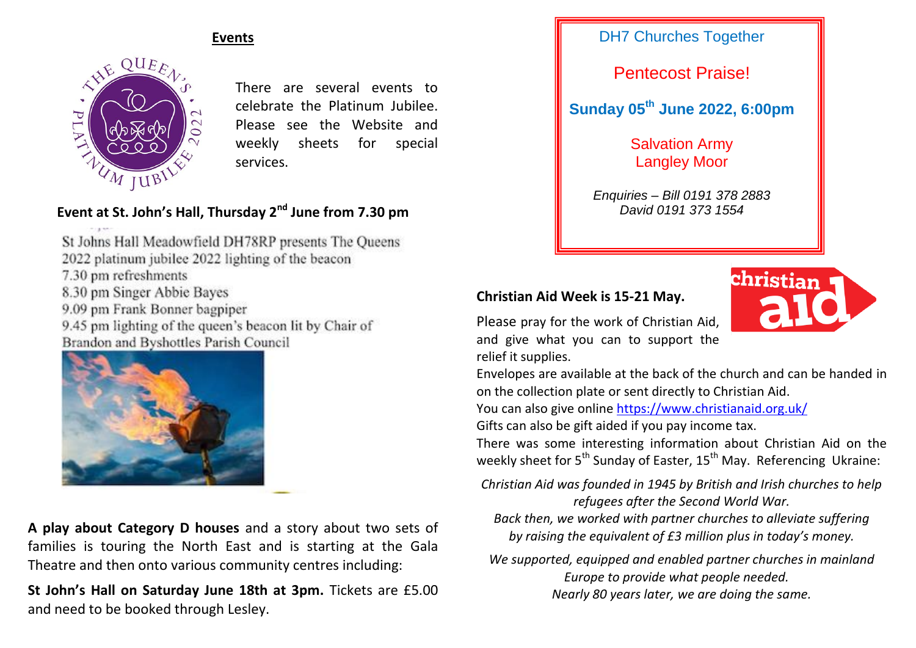## Events

There are several events to celebrate the Platinum Jubilee. Please see the Website and weekly sheets for special services.

### Event at St. John's Hall, Thursday 2nd June from 7.30 pm

St Johns Hall Meadowfield DH78RP presents The Queens 2022 platinum jubilee 2022 lighting of the beacon
7.30 pm refreshments
8.30 pm Singer Abbie Bayes
9.09 pm Frank Bonner bagpiper
9.45 pm lighting of the queen's beacon lit by Chair of Brandon and Byshottles Parish Council

**A play about Category D houses** and a story about two sets of families is touring the North East and is starting at the Gala Theatre and then onto various community centres including:

**St John's Hall on Saturday June 18th at 3pm.** Tickets are £5.00 and need to be booked through Lesley.

DH7 Churches Together

Pentecost Praise!

**Sunday 05th June 2022, 6:00pm**

Salvation Army
Langley Moor

*Enquiries – Bill 0191 378 2883*
*David 0191 373 1554*

**Christian Aid Week is 15-21 May.**

Please pray for the work of Christian Aid, and give what you can to support the relief it supplies.
Envelopes are available at the back of the church and can be handed in on the collection plate or sent directly to Christian Aid.
You can also give online https://www.christianaid.org.uk/
Gifts can also be gift aided if you pay income tax.
There was some interesting information about Christian Aid on the weekly sheet for 5th Sunday of Easter, 15th May. Referencing Ukraine:

*Christian Aid was founded in 1945 by British and Irish churches to help refugees after the Second World War.*
*Back then, we worked with partner churches to alleviate suffering by raising the equivalent of £3 million plus in today's money.*

*We supported, equipped and enabled partner churches in mainland Europe to provide what people needed.*
*Nearly 80 years later, we are doing the same.*